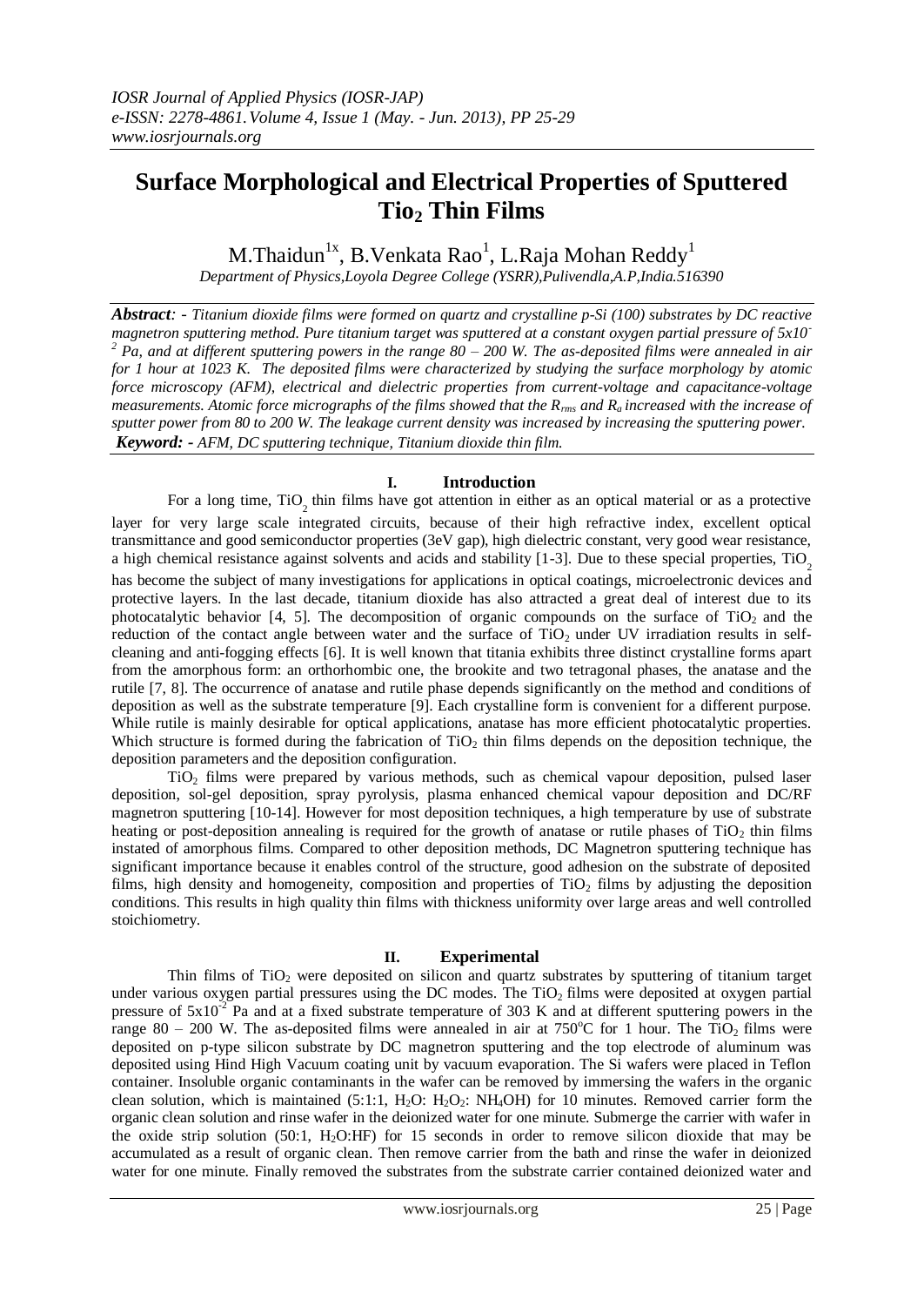# Surface Morphological and Electrical Properties of Sputtered $TiO_2$ Thin Films

M.Thaidun[1x], B.Venkata Rao[1], L.Raja Mohan Reddy[1]

*Department of Physics,Loyola Degree College (YSRR),Pulivendla,A.P,India.516390*

***Abstract**: - Titanium dioxide films were formed on quartz and crystalline p-Si (100) substrates by DC reactive magnetron sputtering method. Pure titanium target was sputtered at a constant oxygen partial pressure of $5x10^{-2}$ Pa, and at different sputtering powers in the range 80 – 200 W. The as-deposited films were annealed in air for 1 hour at 1023 K. The deposited films were characterized by studying the surface morphology by atomic force microscopy (AFM), electrical and dielectric properties from current-voltage and capacitance-voltage measurements. Atomic force micrographs of the films showed that the $R_{rms}$ and $R_a$ increased with the increase of sputter power from 80 to 200 W. The leakage current density was increased by increasing the sputtering power.*

***Keyword: -** AFM, DC sputtering technique, Titanium dioxide thin film.*

## I. Introduction

For a long time, $TiO_2$ thin films have got attention in either as an optical material or as a protective layer for very large scale integrated circuits, because of their high refractive index, excellent optical transmittance and good semiconductor properties (3eV gap), high dielectric constant, very good wear resistance, a high chemical resistance against solvents and acids and stability [1-3]. Due to these special properties, $TiO_2$ has become the subject of many investigations for applications in optical coatings, microelectronic devices and protective layers. In the last decade, titanium dioxide has also attracted a great deal of interest due to its photocatalytic behavior [4, 5]. The decomposition of organic compounds on the surface of $TiO_2$ and the reduction of the contact angle between water and the surface of $TiO_2$ under UV irradiation results in self-cleaning and anti-fogging effects [6]. It is well known that titania exhibits three distinct crystalline forms apart from the amorphous form: an orthorhombic one, the brookite and two tetragonal phases, the anatase and the rutile [7, 8]. The occurrence of anatase and rutile phase depends significantly on the method and conditions of deposition as well as the substrate temperature [9]. Each crystalline form is convenient for a different purpose. While rutile is mainly desirable for optical applications, anatase has more efficient photocatalytic properties. Which structure is formed during the fabrication of $TiO_2$ thin films depends on the deposition technique, the deposition parameters and the deposition configuration.

$TiO_2$ films were prepared by various methods, such as chemical vapour deposition, pulsed laser deposition, sol-gel deposition, spray pyrolysis, plasma enhanced chemical vapour deposition and DC/RF magnetron sputtering [10-14]. However for most deposition techniques, a high temperature by use of substrate heating or post-deposition annealing is required for the growth of anatase or rutile phases of $TiO_2$ thin films instated of amorphous films. Compared to other deposition methods, DC Magnetron sputtering technique has significant importance because it enables control of the structure, good adhesion on the substrate of deposited films, high density and homogeneity, composition and properties of $TiO_2$ films by adjusting the deposition conditions. This results in high quality thin films with thickness uniformity over large areas and well controlled stoichiometry.

## II. Experimental

Thin films of $TiO_2$ were deposited on silicon and quartz substrates by sputtering of titanium target under various oxygen partial pressures using the DC modes. The $TiO_2$ films were deposited at oxygen partial pressure of $5x10^{-2}$ Pa and at a fixed substrate temperature of 303 K and at different sputtering powers in the range 80 – 200 W. The as-deposited films were annealed in air at 750°C for 1 hour. The $TiO_2$ films were deposited on p-type silicon substrate by DC magnetron sputtering and the top electrode of aluminum was deposited using Hind High Vacuum coating unit by vacuum evaporation. The Si wafers were placed in Teflon container. Insoluble organic contaminants in the wafer can be removed by immersing the wafers in the organic clean solution, which is maintained (5:1:1, $H_2O$: $H_2O_2$: $NH_4OH$) for 10 minutes. Removed carrier form the organic clean solution and rinse wafer in the deionized water for one minute. Submerge the carrier with wafer in the oxide strip solution (50:1, $H_2O$:HF) for 15 seconds in order to remove silicon dioxide that may be accumulated as a result of organic clean. Then remove carrier from the bath and rinse the wafer in deionized water for one minute. Finally removed the substrates from the substrate carrier contained deionized water and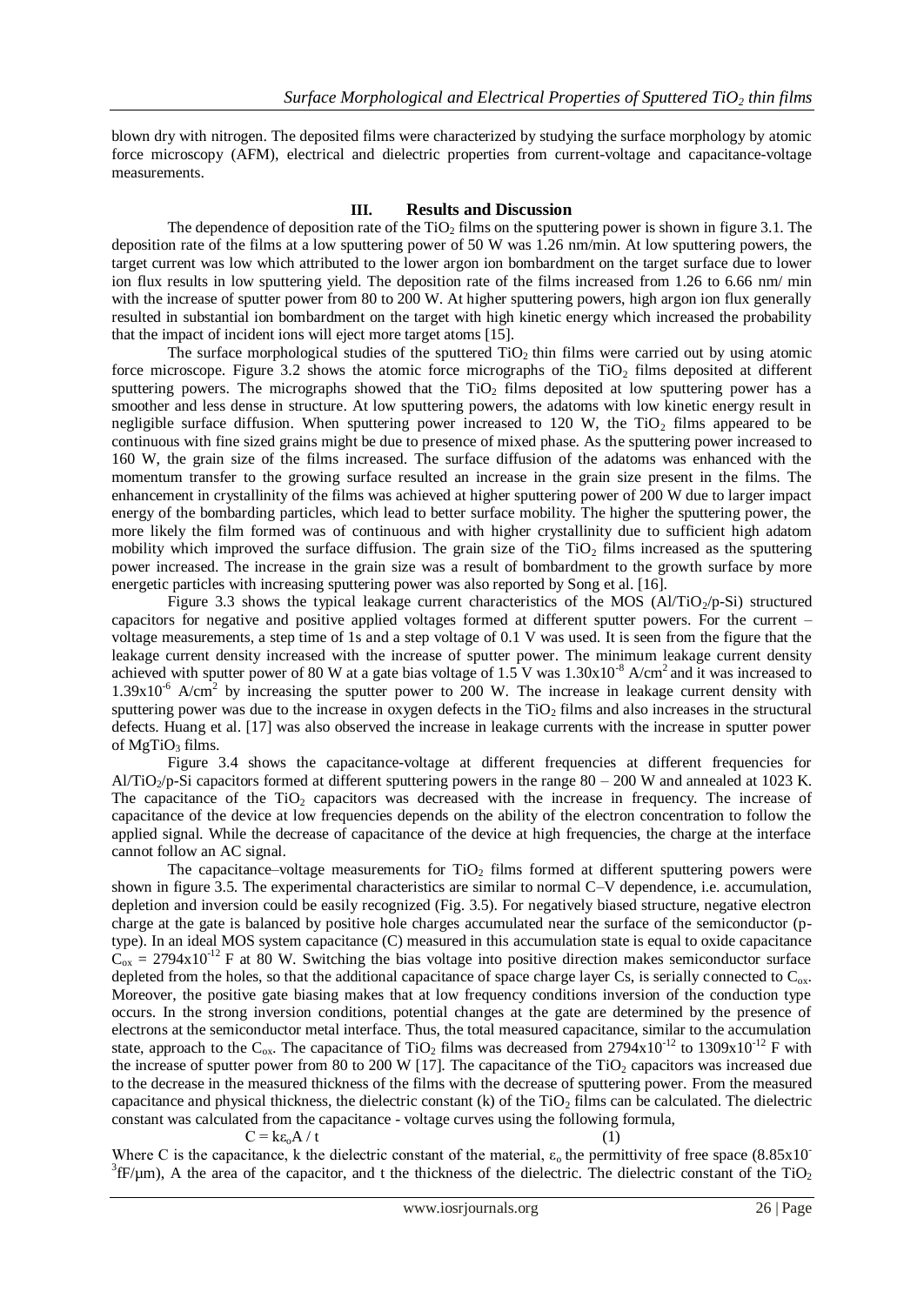blown dry with nitrogen. The deposited films were characterized by studying the surface morphology by atomic force microscopy (AFM), electrical and dielectric properties from current-voltage and capacitance-voltage measurements.

## III. Results and Discussion

The dependence of deposition rate of the $TiO_2$ films on the sputtering power is shown in figure 3.1. The deposition rate of the films at a low sputtering power of 50 W was 1.26 nm/min. At low sputtering powers, the target current was low which attributed to the lower argon ion bombardment on the target surface due to lower ion flux results in low sputtering yield. The deposition rate of the films increased from 1.26 to 6.66 nm/ min with the increase of sputter power from 80 to 200 W. At higher sputtering powers, high argon ion flux generally resulted in substantial ion bombardment on the target with high kinetic energy which increased the probability that the impact of incident ions will eject more target atoms [15].

The surface morphological studies of the sputtered $TiO_2$ thin films were carried out by using atomic force microscope. Figure 3.2 shows the atomic force micrographs of the $TiO_2$ films deposited at different sputtering powers. The micrographs showed that the $TiO_2$ films deposited at low sputtering power has a smoother and less dense in structure. At low sputtering powers, the adatoms with low kinetic energy result in negligible surface diffusion. When sputtering power increased to 120 W, the $TiO_2$ films appeared to be continuous with fine sized grains might be due to presence of mixed phase. As the sputtering power increased to 160 W, the grain size of the films increased. The surface diffusion of the adatoms was enhanced with the momentum transfer to the growing surface resulted an increase in the grain size present in the films. The enhancement in crystallinity of the films was achieved at higher sputtering power of 200 W due to larger impact energy of the bombarding particles, which lead to better surface mobility. The higher the sputtering power, the more likely the film formed was of continuous and with higher crystallinity due to sufficient high adatom mobility which improved the surface diffusion. The grain size of the $TiO_2$ films increased as the sputtering power increased. The increase in the grain size was a result of bombardment to the growth surface by more energetic particles with increasing sputtering power was also reported by Song et al. [16].

Figure 3.3 shows the typical leakage current characteristics of the MOS ($Al/TiO_2/p\text{-}Si$) structured capacitors for negative and positive applied voltages formed at different sputter powers. For the current – voltage measurements, a step time of 1s and a step voltage of 0.1 V was used. It is seen from the figure that the leakage current density increased with the increase of sputter power. The minimum leakage current density achieved with sputter power of 80 W at a gate bias voltage of 1.5 V was $1.30\text{x}10^{-8}$ A/cm$^2$ and it was increased to $1.39\text{x}10^{-6}$ A/cm$^2$ by increasing the sputter power to 200 W. The increase in leakage current density with sputtering power was due to the increase in oxygen defects in the $TiO_2$ films and also increases in the structural defects. Huang et al. [17] was also observed the increase in leakage currents with the increase in sputter power of $MgTiO_3$ films.

Figure 3.4 shows the capacitance-voltage at different frequencies at different frequencies for $Al/TiO_2/p\text{-}Si$ capacitors formed at different sputtering powers in the range 80 – 200 W and annealed at 1023 K. The capacitance of the $TiO_2$ capacitors was decreased with the increase in frequency. The increase of capacitance of the device at low frequencies depends on the ability of the electron concentration to follow the applied signal. While the decrease of capacitance of the device at high frequencies, the charge at the interface cannot follow an AC signal.

The capacitance–voltage measurements for $TiO_2$ films formed at different sputtering powers were shown in figure 3.5. The experimental characteristics are similar to normal C–V dependence, i.e. accumulation, depletion and inversion could be easily recognized (Fig. 3.5). For negatively biased structure, negative electron charge at the gate is balanced by positive hole charges accumulated near the surface of the semiconductor (p-type). In an ideal MOS system capacitance (C) measured in this accumulation state is equal to oxide capacitance $C_{ox} = 2794\text{x}10^{-12}$ F at 80 W. Switching the bias voltage into positive direction makes semiconductor surface depleted from the holes, so that the additional capacitance of space charge layer Cs, is serially connected to $C_{ox}$. Moreover, the positive gate biasing makes that at low frequency conditions inversion of the conduction type occurs. In the strong inversion conditions, potential changes at the gate are determined by the presence of electrons at the semiconductor metal interface. Thus, the total measured capacitance, similar to the accumulation state, approach to the $C_{ox}$. The capacitance of $TiO_2$ films was decreased from $2794\text{x}10^{-12}$ to $1309\text{x}10^{-12}$ F with the increase of sputter power from 80 to 200 W [17]. The capacitance of the $TiO_2$ capacitors was increased due to the decrease in the measured thickness of the films with the decrease of sputtering power. From the measured capacitance and physical thickness, the dielectric constant (k) of the $TiO_2$ films can be calculated. The dielectric constant was calculated from the capacitance - voltage curves using the following formula,

$$C = k\varepsilon_o A / t \qquad (1)$$

Where C is the capacitance, k the dielectric constant of the material, $\varepsilon_o$ the permittivity of free space ($8.85\text{x}10^{-3}$fF/μm), A the area of the capacitor, and t the thickness of the dielectric. The dielectric constant of the $TiO_2$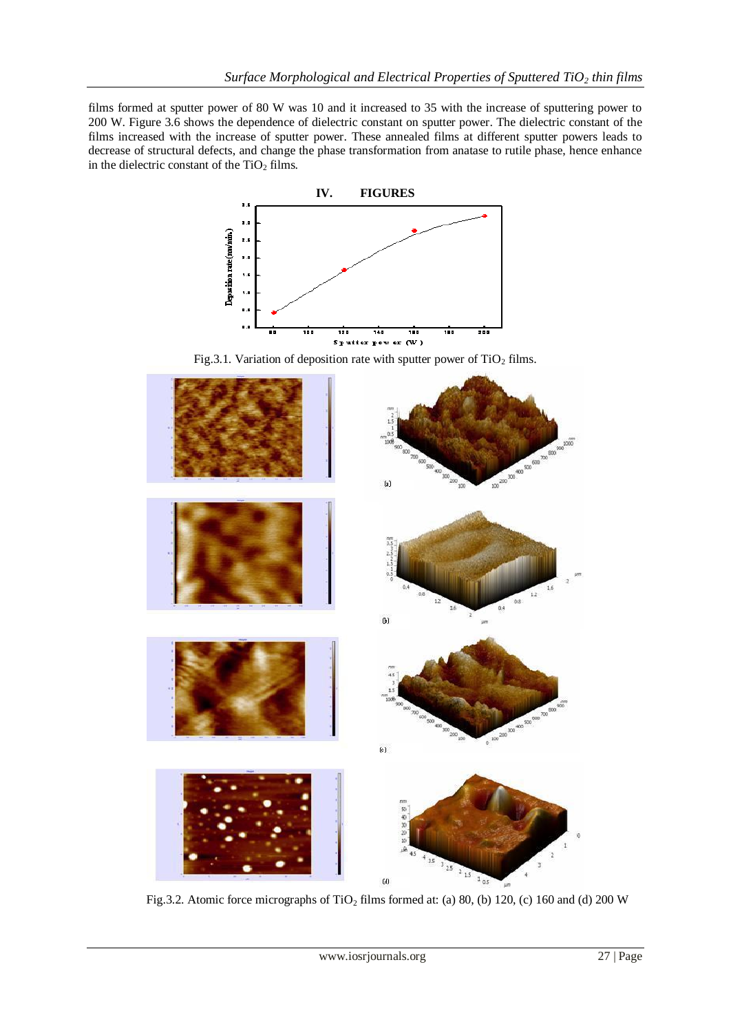films formed at sputter power of 80 W was 10 and it increased to 35 with the increase of sputtering power to 200 W. Figure 3.6 shows the dependence of dielectric constant on sputter power. The dielectric constant of the films increased with the increase of sputter power. These annealed films at different sputter powers leads to decrease of structural defects, and change the phase transformation from anatase to rutile phase, hence enhance in the dielectric constant of the $TiO_2$ films.

## IV. FIGURES

Fig.3.1. Variation of deposition rate with sputter power of $TiO_2$ films.

Fig.3.2. Atomic force micrographs of $TiO_2$ films formed at: (a) 80, (b) 120, (c) 160 and (d) 200 W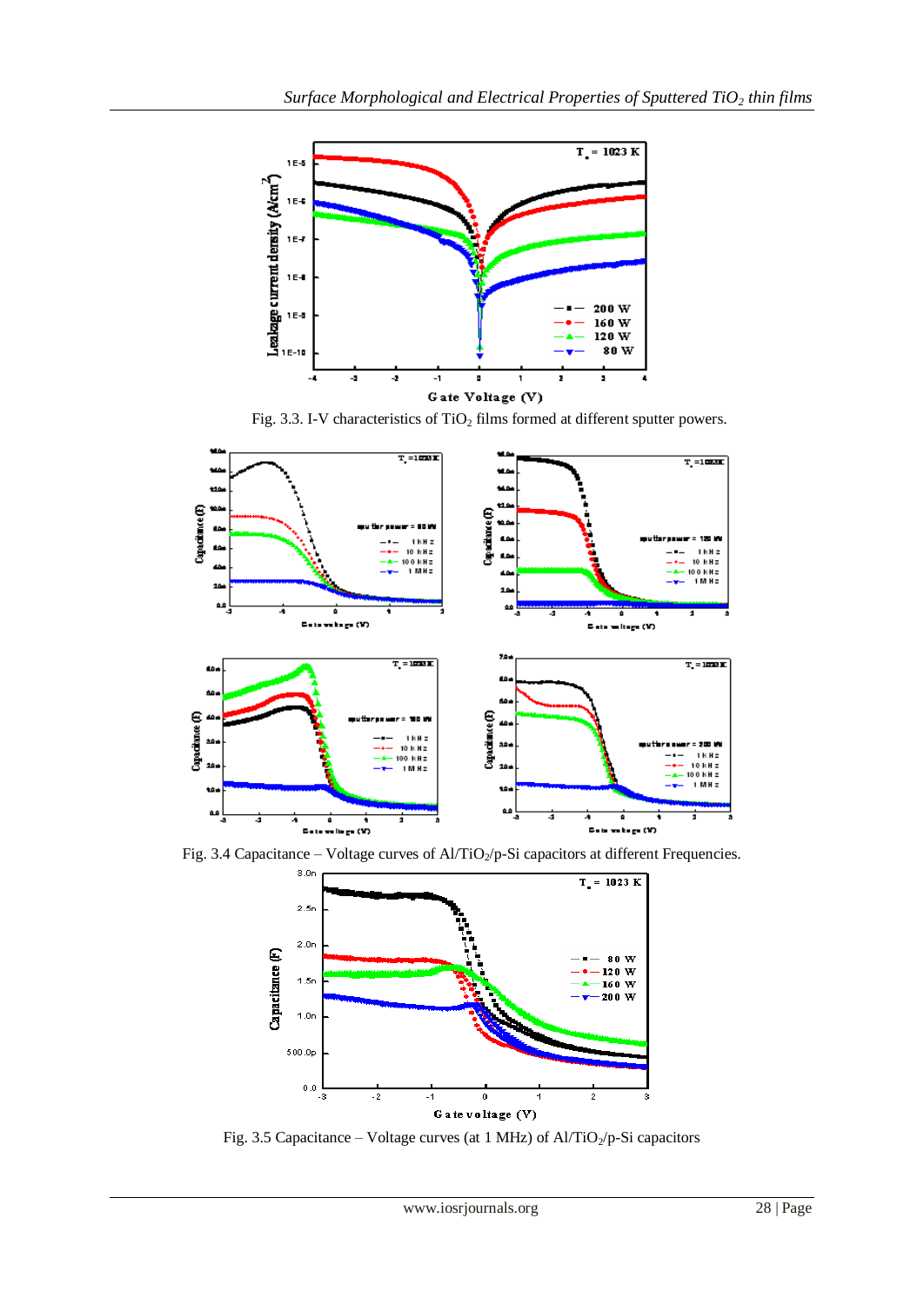Fig. 3.3. I-V characteristics of $TiO_2$ films formed at different sputter powers.

Fig. 3.4 Capacitance – Voltage curves of Al/$TiO_2$/p-Si capacitors at different Frequencies.

Fig. 3.5 Capacitance – Voltage curves (at 1 MHz) of Al/$TiO_2$/p-Si capacitors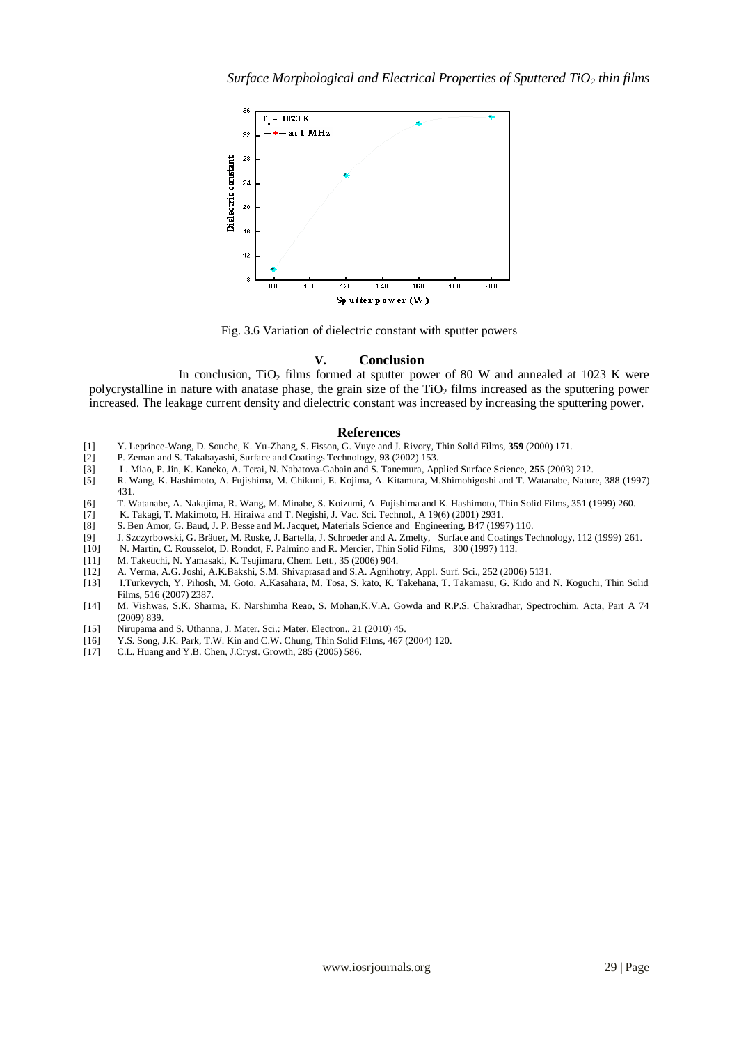36

32

28

24

20

16

12

8

$T_a$ = 1023 K

at 1 MHz

Dielectric constant

80 100 120 140 160 180 200

Sputter power (W)

Fig. 3.6 Variation of dielectric constant with sputter powers

## V. Conclusion

In conclusion, $TiO_2$ films formed at sputter power of 80 W and annealed at 1023 K were polycrystalline in nature with anatase phase, the grain size of the $TiO_2$ films increased as the sputtering power increased. The leakage current density and dielectric constant was increased by increasing the sputtering power.

## References

[1] Y. Leprince-Wang, D. Souche, K. Yu-Zhang, S. Fisson, G. Vuye and J. Rivory, Thin Solid Films, **359** (2000) 171.

[2] P. Zeman and S. Takabayashi, Surface and Coatings Technology, **93** (2002) 153.

[3] L. Miao, P. Jin, K. Kaneko, A. Terai, N. Nabatova-Gabain and S. Tanemura, Applied Surface Science, **255** (2003) 212.

[5] R. Wang, K. Hashimoto, A. Fujishima, M. Chikuni, E. Kojima, A. Kitamura, M.Shimohigoshi and T. Watanabe, Nature, 388 (1997) 431.

[6] T. Watanabe, A. Nakajima, R. Wang, M. Minabe, S. Koizumi, A. Fujishima and K. Hashimoto, Thin Solid Films, 351 (1999) 260.

[7] K. Takagi, T. Makimoto, H. Hiraiwa and T. Negishi, J. Vac. Sci. Technol., A 19(6) (2001) 2931.

[8] S. Ben Amor, G. Baud, J. P. Besse and M. Jacquet, Materials Science and Engineering, B47 (1997) 110.

[9] J. Szczyrbowski, G. Bräuer, M. Ruske, J. Bartella, J. Schroeder and A. Zmelty, Surface and Coatings Technology, 112 (1999) 261.

[10] N. Martin, C. Rousselot, D. Rondot, F. Palmino and R. Mercier, Thin Solid Films, 300 (1997) 113.

[11] M. Takeuchi, N. Yamasaki, K. Tsujimaru, Chem. Lett., 35 (2006) 904.

[12] A. Verma, A.G. Joshi, A.K.Bakshi, S.M. Shivaprasad and S.A. Agnihotry, Appl. Surf. Sci., 252 (2006) 5131.

[13] I.Turkevych, Y. Pihosh, M. Goto, A.Kasahara, M. Tosa, S. kato, K. Takehana, T. Takamasu, G. Kido and N. Koguchi, Thin Solid Films, 516 (2007) 2387.

[14] M. Vishwas, S.K. Sharma, K. Narshimha Reao, S. Mohan,K.V.A. Gowda and R.P.S. Chakradhar, Spectrochim. Acta, Part A 74 (2009) 839.

[15] Nirupama and S. Uthanna, J. Mater. Sci.: Mater. Electron., 21 (2010) 45.

[16] Y.S. Song, J.K. Park, T.W. Kin and C.W. Chung, Thin Solid Films, 467 (2004) 120.

[17] C.L. Huang and Y.B. Chen, J.Cryst. Growth, 285 (2005) 586.